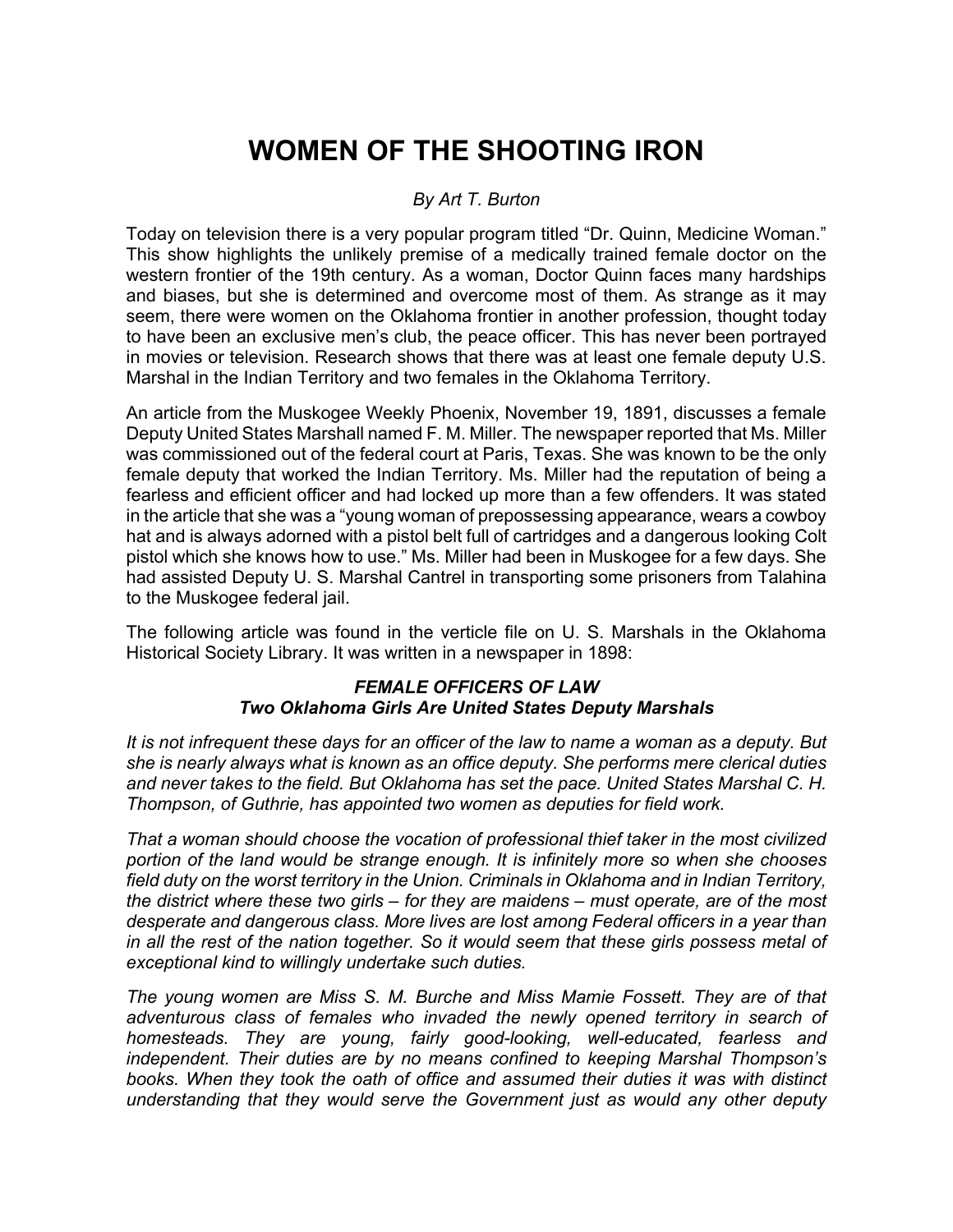# WOMEN OF THE SHOOTING IRON

*By Art T. Burton*

Today on television there is a very popular program titled "Dr. Quinn, Medicine Woman." This show highlights the unlikely premise of a medically trained female doctor on the western frontier of the 19th century. As a woman, Doctor Quinn faces many hardships and biases, but she is determined and overcome most of them. As strange as it may seem, there were women on the Oklahoma frontier in another profession, thought today to have been an exclusive men's club, the peace officer. This has never been portrayed in movies or television. Research shows that there was at least one female deputy U.S. Marshal in the Indian Territory and two females in the Oklahoma Territory.

An article from the Muskogee Weekly Phoenix, November 19, 1891, discusses a female Deputy United States Marshall named F. M. Miller. The newspaper reported that Ms. Miller was commissioned out of the federal court at Paris, Texas. She was known to be the only female deputy that worked the Indian Territory. Ms. Miller had the reputation of being a fearless and efficient officer and had locked up more than a few offenders. It was stated in the article that she was a "young woman of prepossessing appearance, wears a cowboy hat and is always adorned with a pistol belt full of cartridges and a dangerous looking Colt pistol which she knows how to use." Ms. Miller had been in Muskogee for a few days. She had assisted Deputy U. S. Marshal Cantrel in transporting some prisoners from Talahina to the Muskogee federal jail.

The following article was found in the verticle file on U. S. Marshals in the Oklahoma Historical Society Library. It was written in a newspaper in 1898:

### *FEMALE OFFICERS OF LAW*
### *Two Oklahoma Girls Are United States Deputy Marshals*

*It is not infrequent these days for an officer of the law to name a woman as a deputy. But she is nearly always what is known as an office deputy. She performs mere clerical duties and never takes to the field. But Oklahoma has set the pace. United States Marshal C. H. Thompson, of Guthrie, has appointed two women as deputies for field work.*

*That a woman should choose the vocation of professional thief taker in the most civilized portion of the land would be strange enough. It is infinitely more so when she chooses field duty on the worst territory in the Union. Criminals in Oklahoma and in Indian Territory, the district where these two girls – for they are maidens – must operate, are of the most desperate and dangerous class. More lives are lost among Federal officers in a year than in all the rest of the nation together. So it would seem that these girls possess metal of exceptional kind to willingly undertake such duties.*

*The young women are Miss S. M. Burche and Miss Mamie Fossett. They are of that adventurous class of females who invaded the newly opened territory in search of homesteads. They are young, fairly good-looking, well-educated, fearless and independent. Their duties are by no means confined to keeping Marshal Thompson's books. When they took the oath of office and assumed their duties it was with distinct understanding that they would serve the Government just as would any other deputy*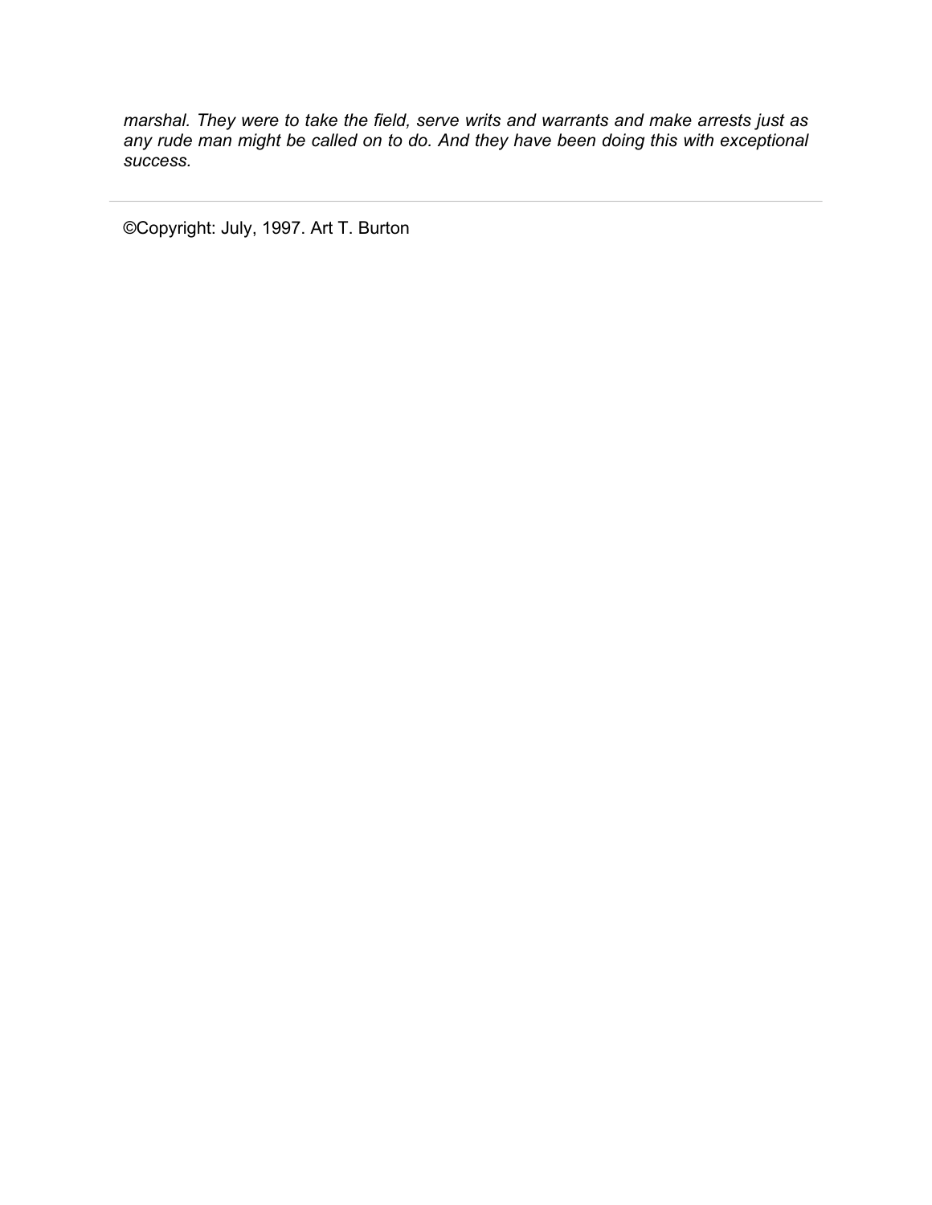*marshal. They were to take the field, serve writs and warrants and make arrests just as any rude man might be called on to do. And they have been doing this with exceptional success.*

---

©Copyright: July, 1997. Art T. Burton